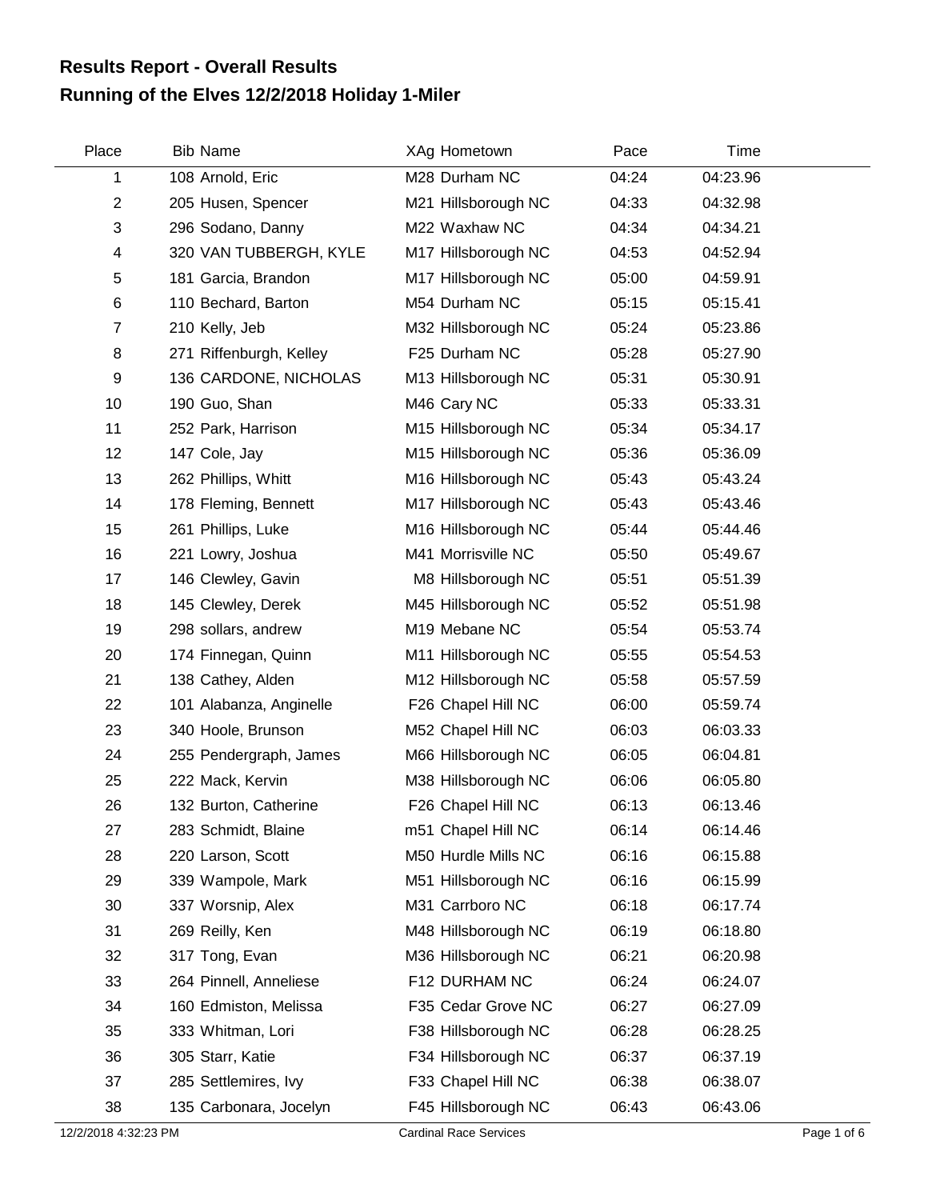# Results Report - Overall Results

## Running of the Elves 12/2/2018 Holiday 1-Miler

| Place | Bib | Name | XAg | Hometown | Pace | Time |
|---|---|---|---|---|---|---|
| 1 | 108 | Arnold, Eric | M28 | Durham NC | 04:24 | 04:23.96 |
| 2 | 205 | Husen, Spencer | M21 | Hillsborough NC | 04:33 | 04:32.98 |
| 3 | 296 | Sodano, Danny | M22 | Waxhaw NC | 04:34 | 04:34.21 |
| 4 | 320 | VAN TUBBERGH, KYLE | M17 | Hillsborough NC | 04:53 | 04:52.94 |
| 5 | 181 | Garcia, Brandon | M17 | Hillsborough NC | 05:00 | 04:59.91 |
| 6 | 110 | Bechard, Barton | M54 | Durham NC | 05:15 | 05:15.41 |
| 7 | 210 | Kelly, Jeb | M32 | Hillsborough NC | 05:24 | 05:23.86 |
| 8 | 271 | Riffenburgh, Kelley | F25 | Durham NC | 05:28 | 05:27.90 |
| 9 | 136 | CARDONE, NICHOLAS | M13 | Hillsborough NC | 05:31 | 05:30.91 |
| 10 | 190 | Guo, Shan | M46 | Cary NC | 05:33 | 05:33.31 |
| 11 | 252 | Park, Harrison | M15 | Hillsborough NC | 05:34 | 05:34.17 |
| 12 | 147 | Cole, Jay | M15 | Hillsborough NC | 05:36 | 05:36.09 |
| 13 | 262 | Phillips, Whitt | M16 | Hillsborough NC | 05:43 | 05:43.24 |
| 14 | 178 | Fleming, Bennett | M17 | Hillsborough NC | 05:43 | 05:43.46 |
| 15 | 261 | Phillips, Luke | M16 | Hillsborough NC | 05:44 | 05:44.46 |
| 16 | 221 | Lowry, Joshua | M41 | Morrisville NC | 05:50 | 05:49.67 |
| 17 | 146 | Clewley, Gavin | M8 | Hillsborough NC | 05:51 | 05:51.39 |
| 18 | 145 | Clewley, Derek | M45 | Hillsborough NC | 05:52 | 05:51.98 |
| 19 | 298 | sollars, andrew | M19 | Mebane NC | 05:54 | 05:53.74 |
| 20 | 174 | Finnegan, Quinn | M11 | Hillsborough NC | 05:55 | 05:54.53 |
| 21 | 138 | Cathey, Alden | M12 | Hillsborough NC | 05:58 | 05:57.59 |
| 22 | 101 | Alabanza, Anginelle | F26 | Chapel Hill NC | 06:00 | 05:59.74 |
| 23 | 340 | Hoole, Brunson | M52 | Chapel Hill NC | 06:03 | 06:03.33 |
| 24 | 255 | Pendergraph, James | M66 | Hillsborough NC | 06:05 | 06:04.81 |
| 25 | 222 | Mack, Kervin | M38 | Hillsborough NC | 06:06 | 06:05.80 |
| 26 | 132 | Burton, Catherine | F26 | Chapel Hill NC | 06:13 | 06:13.46 |
| 27 | 283 | Schmidt, Blaine | m51 | Chapel Hill NC | 06:14 | 06:14.46 |
| 28 | 220 | Larson, Scott | M50 | Hurdle Mills NC | 06:16 | 06:15.88 |
| 29 | 339 | Wampole, Mark | M51 | Hillsborough NC | 06:16 | 06:15.99 |
| 30 | 337 | Worsnip, Alex | M31 | Carrboro NC | 06:18 | 06:17.74 |
| 31 | 269 | Reilly, Ken | M48 | Hillsborough NC | 06:19 | 06:18.80 |
| 32 | 317 | Tong, Evan | M36 | Hillsborough NC | 06:21 | 06:20.98 |
| 33 | 264 | Pinnell, Anneliese | F12 | DURHAM NC | 06:24 | 06:24.07 |
| 34 | 160 | Edmiston, Melissa | F35 | Cedar Grove NC | 06:27 | 06:27.09 |
| 35 | 333 | Whitman, Lori | F38 | Hillsborough NC | 06:28 | 06:28.25 |
| 36 | 305 | Starr, Katie | F34 | Hillsborough NC | 06:37 | 06:37.19 |
| 37 | 285 | Settlemires, Ivy | F33 | Chapel Hill NC | 06:38 | 06:38.07 |
| 38 | 135 | Carbonara, Jocelyn | F45 | Hillsborough NC | 06:43 | 06:43.06 |

12/2/2018 4:32:23 PM Cardinal Race Services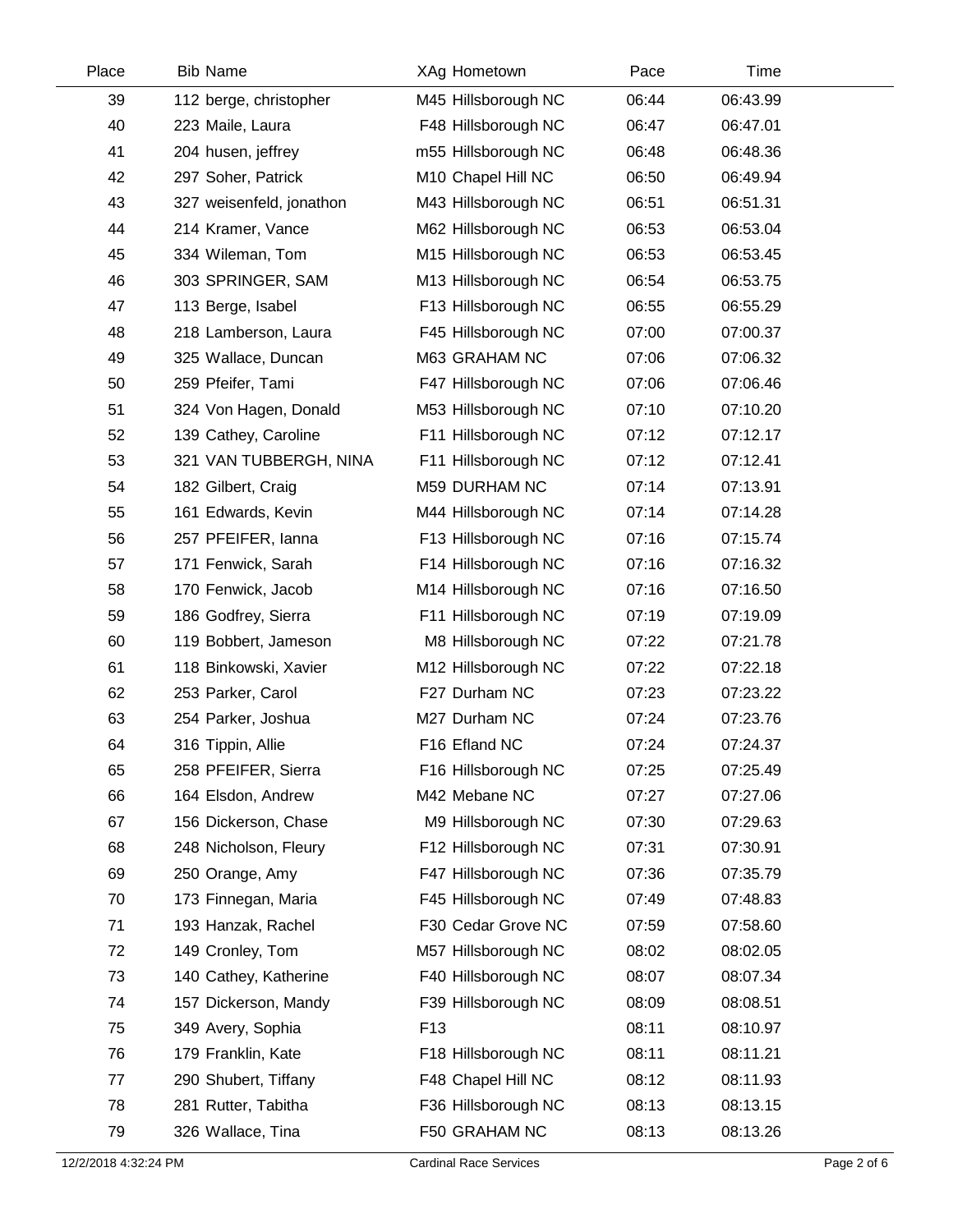| Place | Bib | Name | XAg | Hometown | Pace | Time |
|---|---|---|---|---|---|---|
| 39 | 112 | berge, christopher | M45 | Hillsborough NC | 06:44 | 06:43.99 |
| 40 | 223 | Maile, Laura | F48 | Hillsborough NC | 06:47 | 06:47.01 |
| 41 | 204 | husen, jeffrey | m55 | Hillsborough NC | 06:48 | 06:48.36 |
| 42 | 297 | Soher, Patrick | M10 | Chapel Hill NC | 06:50 | 06:49.94 |
| 43 | 327 | weisenfeld, jonathon | M43 | Hillsborough NC | 06:51 | 06:51.31 |
| 44 | 214 | Kramer, Vance | M62 | Hillsborough NC | 06:53 | 06:53.04 |
| 45 | 334 | Wileman, Tom | M15 | Hillsborough NC | 06:53 | 06:53.45 |
| 46 | 303 | SPRINGER, SAM | M13 | Hillsborough NC | 06:54 | 06:53.75 |
| 47 | 113 | Berge, Isabel | F13 | Hillsborough NC | 06:55 | 06:55.29 |
| 48 | 218 | Lamberson, Laura | F45 | Hillsborough NC | 07:00 | 07:00.37 |
| 49 | 325 | Wallace, Duncan | M63 | GRAHAM NC | 07:06 | 07:06.32 |
| 50 | 259 | Pfeifer, Tami | F47 | Hillsborough NC | 07:06 | 07:06.46 |
| 51 | 324 | Von Hagen, Donald | M53 | Hillsborough NC | 07:10 | 07:10.20 |
| 52 | 139 | Cathey, Caroline | F11 | Hillsborough NC | 07:12 | 07:12.17 |
| 53 | 321 | VAN TUBBERGH, NINA | F11 | Hillsborough NC | 07:12 | 07:12.41 |
| 54 | 182 | Gilbert, Craig | M59 | DURHAM NC | 07:14 | 07:13.91 |
| 55 | 161 | Edwards, Kevin | M44 | Hillsborough NC | 07:14 | 07:14.28 |
| 56 | 257 | PFEIFER, Ianna | F13 | Hillsborough NC | 07:16 | 07:15.74 |
| 57 | 171 | Fenwick, Sarah | F14 | Hillsborough NC | 07:16 | 07:16.32 |
| 58 | 170 | Fenwick, Jacob | M14 | Hillsborough NC | 07:16 | 07:16.50 |
| 59 | 186 | Godfrey, Sierra | F11 | Hillsborough NC | 07:19 | 07:19.09 |
| 60 | 119 | Bobbert, Jameson | M8 | Hillsborough NC | 07:22 | 07:21.78 |
| 61 | 118 | Binkowski, Xavier | M12 | Hillsborough NC | 07:22 | 07:22.18 |
| 62 | 253 | Parker, Carol | F27 | Durham NC | 07:23 | 07:23.22 |
| 63 | 254 | Parker, Joshua | M27 | Durham NC | 07:24 | 07:23.76 |
| 64 | 316 | Tippin, Allie | F16 | Efland NC | 07:24 | 07:24.37 |
| 65 | 258 | PFEIFER, Sierra | F16 | Hillsborough NC | 07:25 | 07:25.49 |
| 66 | 164 | Elsdon, Andrew | M42 | Mebane NC | 07:27 | 07:27.06 |
| 67 | 156 | Dickerson, Chase | M9 | Hillsborough NC | 07:30 | 07:29.63 |
| 68 | 248 | Nicholson, Fleury | F12 | Hillsborough NC | 07:31 | 07:30.91 |
| 69 | 250 | Orange, Amy | F47 | Hillsborough NC | 07:36 | 07:35.79 |
| 70 | 173 | Finnegan, Maria | F45 | Hillsborough NC | 07:49 | 07:48.83 |
| 71 | 193 | Hanzak, Rachel | F30 | Cedar Grove NC | 07:59 | 07:58.60 |
| 72 | 149 | Cronley, Tom | M57 | Hillsborough NC | 08:02 | 08:02.05 |
| 73 | 140 | Cathey, Katherine | F40 | Hillsborough NC | 08:07 | 08:07.34 |
| 74 | 157 | Dickerson, Mandy | F39 | Hillsborough NC | 08:09 | 08:08.51 |
| 75 | 349 | Avery, Sophia | F13 | | 08:11 | 08:10.97 |
| 76 | 179 | Franklin, Kate | F18 | Hillsborough NC | 08:11 | 08:11.21 |
| 77 | 290 | Shubert, Tiffany | F48 | Chapel Hill NC | 08:12 | 08:11.93 |
| 78 | 281 | Rutter, Tabitha | F36 | Hillsborough NC | 08:13 | 08:13.15 |
| 79 | 326 | Wallace, Tina | F50 | GRAHAM NC | 08:13 | 08:13.26 |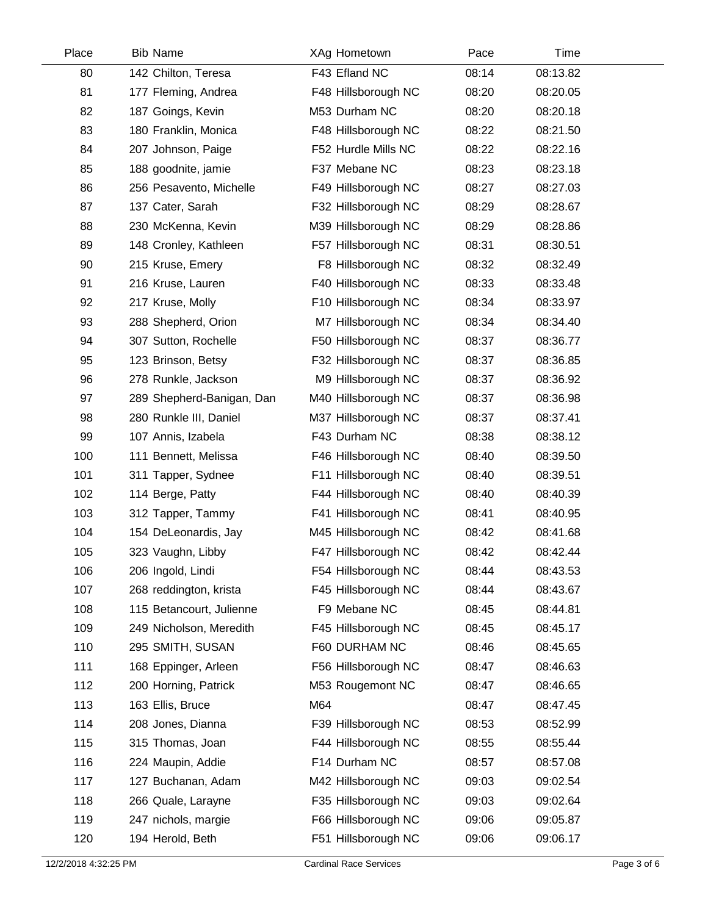| Place | Bib | Name | XAg | Hometown | Pace | Time |
|---|---|---|---|---|---|---|
| 80 | 142 | Chilton, Teresa | F43 | Efland NC | 08:14 | 08:13.82 |
| 81 | 177 | Fleming, Andrea | F48 | Hillsborough NC | 08:20 | 08:20.05 |
| 82 | 187 | Goings, Kevin | M53 | Durham NC | 08:20 | 08:20.18 |
| 83 | 180 | Franklin, Monica | F48 | Hillsborough NC | 08:22 | 08:21.50 |
| 84 | 207 | Johnson, Paige | F52 | Hurdle Mills NC | 08:22 | 08:22.16 |
| 85 | 188 | goodnite, jamie | F37 | Mebane NC | 08:23 | 08:23.18 |
| 86 | 256 | Pesavento, Michelle | F49 | Hillsborough NC | 08:27 | 08:27.03 |
| 87 | 137 | Cater, Sarah | F32 | Hillsborough NC | 08:29 | 08:28.67 |
| 88 | 230 | McKenna, Kevin | M39 | Hillsborough NC | 08:29 | 08:28.86 |
| 89 | 148 | Cronley, Kathleen | F57 | Hillsborough NC | 08:31 | 08:30.51 |
| 90 | 215 | Kruse, Emery | F8 | Hillsborough NC | 08:32 | 08:32.49 |
| 91 | 216 | Kruse, Lauren | F40 | Hillsborough NC | 08:33 | 08:33.48 |
| 92 | 217 | Kruse, Molly | F10 | Hillsborough NC | 08:34 | 08:33.97 |
| 93 | 288 | Shepherd, Orion | M7 | Hillsborough NC | 08:34 | 08:34.40 |
| 94 | 307 | Sutton, Rochelle | F50 | Hillsborough NC | 08:37 | 08:36.77 |
| 95 | 123 | Brinson, Betsy | F32 | Hillsborough NC | 08:37 | 08:36.85 |
| 96 | 278 | Runkle, Jackson | M9 | Hillsborough NC | 08:37 | 08:36.92 |
| 97 | 289 | Shepherd-Banigan, Dan | M40 | Hillsborough NC | 08:37 | 08:36.98 |
| 98 | 280 | Runkle III, Daniel | M37 | Hillsborough NC | 08:37 | 08:37.41 |
| 99 | 107 | Annis, Izabela | F43 | Durham NC | 08:38 | 08:38.12 |
| 100 | 111 | Bennett, Melissa | F46 | Hillsborough NC | 08:40 | 08:39.50 |
| 101 | 311 | Tapper, Sydnee | F11 | Hillsborough NC | 08:40 | 08:39.51 |
| 102 | 114 | Berge, Patty | F44 | Hillsborough NC | 08:40 | 08:40.39 |
| 103 | 312 | Tapper, Tammy | F41 | Hillsborough NC | 08:41 | 08:40.95 |
| 104 | 154 | DeLeonardis, Jay | M45 | Hillsborough NC | 08:42 | 08:41.68 |
| 105 | 323 | Vaughn, Libby | F47 | Hillsborough NC | 08:42 | 08:42.44 |
| 106 | 206 | Ingold, Lindi | F54 | Hillsborough NC | 08:44 | 08:43.53 |
| 107 | 268 | reddington, krista | F45 | Hillsborough NC | 08:44 | 08:43.67 |
| 108 | 115 | Betancourt, Julienne | F9 | Mebane NC | 08:45 | 08:44.81 |
| 109 | 249 | Nicholson, Meredith | F45 | Hillsborough NC | 08:45 | 08:45.17 |
| 110 | 295 | SMITH, SUSAN | F60 | DURHAM NC | 08:46 | 08:45.65 |
| 111 | 168 | Eppinger, Arleen | F56 | Hillsborough NC | 08:47 | 08:46.63 |
| 112 | 200 | Horning, Patrick | M53 | Rougemont NC | 08:47 | 08:46.65 |
| 113 | 163 | Ellis, Bruce | M64 | | 08:47 | 08:47.45 |
| 114 | 208 | Jones, Dianna | F39 | Hillsborough NC | 08:53 | 08:52.99 |
| 115 | 315 | Thomas, Joan | F44 | Hillsborough NC | 08:55 | 08:55.44 |
| 116 | 224 | Maupin, Addie | F14 | Durham NC | 08:57 | 08:57.08 |
| 117 | 127 | Buchanan, Adam | M42 | Hillsborough NC | 09:03 | 09:02.54 |
| 118 | 266 | Quale, Larayne | F35 | Hillsborough NC | 09:03 | 09:02.64 |
| 119 | 247 | nichols, margie | F66 | Hillsborough NC | 09:06 | 09:05.87 |
| 120 | 194 | Herold, Beth | F51 | Hillsborough NC | 09:06 | 09:06.17 |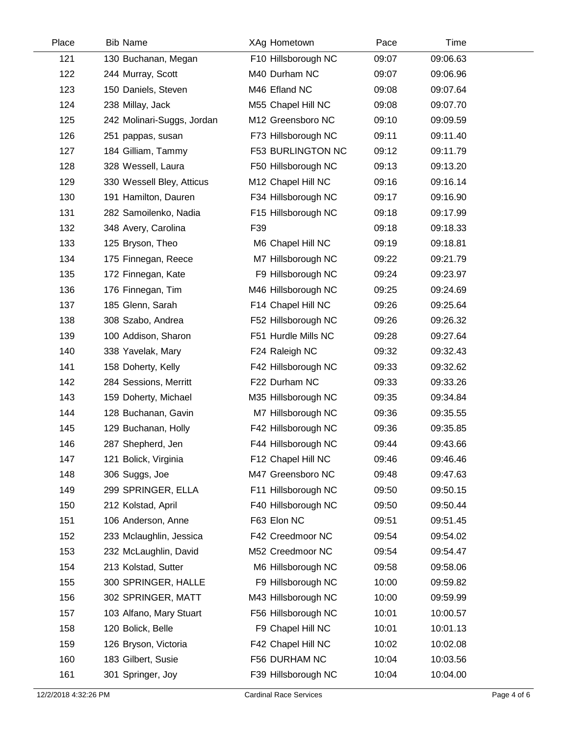| Place | Bib | Name | XAg | Hometown | Pace | Time |
|---|---|---|---|---|---|---|
| 121 | 130 | Buchanan, Megan | F10 | Hillsborough NC | 09:07 | 09:06.63 |
| 122 | 244 | Murray, Scott | M40 | Durham NC | 09:07 | 09:06.96 |
| 123 | 150 | Daniels, Steven | M46 | Efland NC | 09:08 | 09:07.64 |
| 124 | 238 | Millay, Jack | M55 | Chapel Hill NC | 09:08 | 09:07.70 |
| 125 | 242 | Molinari-Suggs, Jordan | M12 | Greensboro NC | 09:10 | 09:09.59 |
| 126 | 251 | pappas, susan | F73 | Hillsborough NC | 09:11 | 09:11.40 |
| 127 | 184 | Gilliam, Tammy | F53 | BURLINGTON NC | 09:12 | 09:11.79 |
| 128 | 328 | Wessell, Laura | F50 | Hillsborough NC | 09:13 | 09:13.20 |
| 129 | 330 | Wessell Bley, Atticus | M12 | Chapel Hill NC | 09:16 | 09:16.14 |
| 130 | 191 | Hamilton, Dauren | F34 | Hillsborough NC | 09:17 | 09:16.90 |
| 131 | 282 | Samoilenko, Nadia | F15 | Hillsborough NC | 09:18 | 09:17.99 |
| 132 | 348 | Avery, Carolina | F39 | | 09:18 | 09:18.33 |
| 133 | 125 | Bryson, Theo | M6 | Chapel Hill NC | 09:19 | 09:18.81 |
| 134 | 175 | Finnegan, Reece | M7 | Hillsborough NC | 09:22 | 09:21.79 |
| 135 | 172 | Finnegan, Kate | F9 | Hillsborough NC | 09:24 | 09:23.97 |
| 136 | 176 | Finnegan, Tim | M46 | Hillsborough NC | 09:25 | 09:24.69 |
| 137 | 185 | Glenn, Sarah | F14 | Chapel Hill NC | 09:26 | 09:25.64 |
| 138 | 308 | Szabo, Andrea | F52 | Hillsborough NC | 09:26 | 09:26.32 |
| 139 | 100 | Addison, Sharon | F51 | Hurdle Mills NC | 09:28 | 09:27.64 |
| 140 | 338 | Yavelak, Mary | F24 | Raleigh NC | 09:32 | 09:32.43 |
| 141 | 158 | Doherty, Kelly | F42 | Hillsborough NC | 09:33 | 09:32.62 |
| 142 | 284 | Sessions, Merritt | F22 | Durham NC | 09:33 | 09:33.26 |
| 143 | 159 | Doherty, Michael | M35 | Hillsborough NC | 09:35 | 09:34.84 |
| 144 | 128 | Buchanan, Gavin | M7 | Hillsborough NC | 09:36 | 09:35.55 |
| 145 | 129 | Buchanan, Holly | F42 | Hillsborough NC | 09:36 | 09:35.85 |
| 146 | 287 | Shepherd, Jen | F44 | Hillsborough NC | 09:44 | 09:43.66 |
| 147 | 121 | Bolick, Virginia | F12 | Chapel Hill NC | 09:46 | 09:46.46 |
| 148 | 306 | Suggs, Joe | M47 | Greensboro NC | 09:48 | 09:47.63 |
| 149 | 299 | SPRINGER, ELLA | F11 | Hillsborough NC | 09:50 | 09:50.15 |
| 150 | 212 | Kolstad, April | F40 | Hillsborough NC | 09:50 | 09:50.44 |
| 151 | 106 | Anderson, Anne | F63 | Elon NC | 09:51 | 09:51.45 |
| 152 | 233 | Mclaughlin, Jessica | F42 | Creedmoor NC | 09:54 | 09:54.02 |
| 153 | 232 | McLaughlin, David | M52 | Creedmoor NC | 09:54 | 09:54.47 |
| 154 | 213 | Kolstad, Sutter | M6 | Hillsborough NC | 09:58 | 09:58.06 |
| 155 | 300 | SPRINGER, HALLE | F9 | Hillsborough NC | 10:00 | 09:59.82 |
| 156 | 302 | SPRINGER, MATT | M43 | Hillsborough NC | 10:00 | 09:59.99 |
| 157 | 103 | Alfano, Mary Stuart | F56 | Hillsborough NC | 10:01 | 10:00.57 |
| 158 | 120 | Bolick, Belle | F9 | Chapel Hill NC | 10:01 | 10:01.13 |
| 159 | 126 | Bryson, Victoria | F42 | Chapel Hill NC | 10:02 | 10:02.08 |
| 160 | 183 | Gilbert, Susie | F56 | DURHAM NC | 10:04 | 10:03.56 |
| 161 | 301 | Springer, Joy | F39 | Hillsborough NC | 10:04 | 10:04.00 |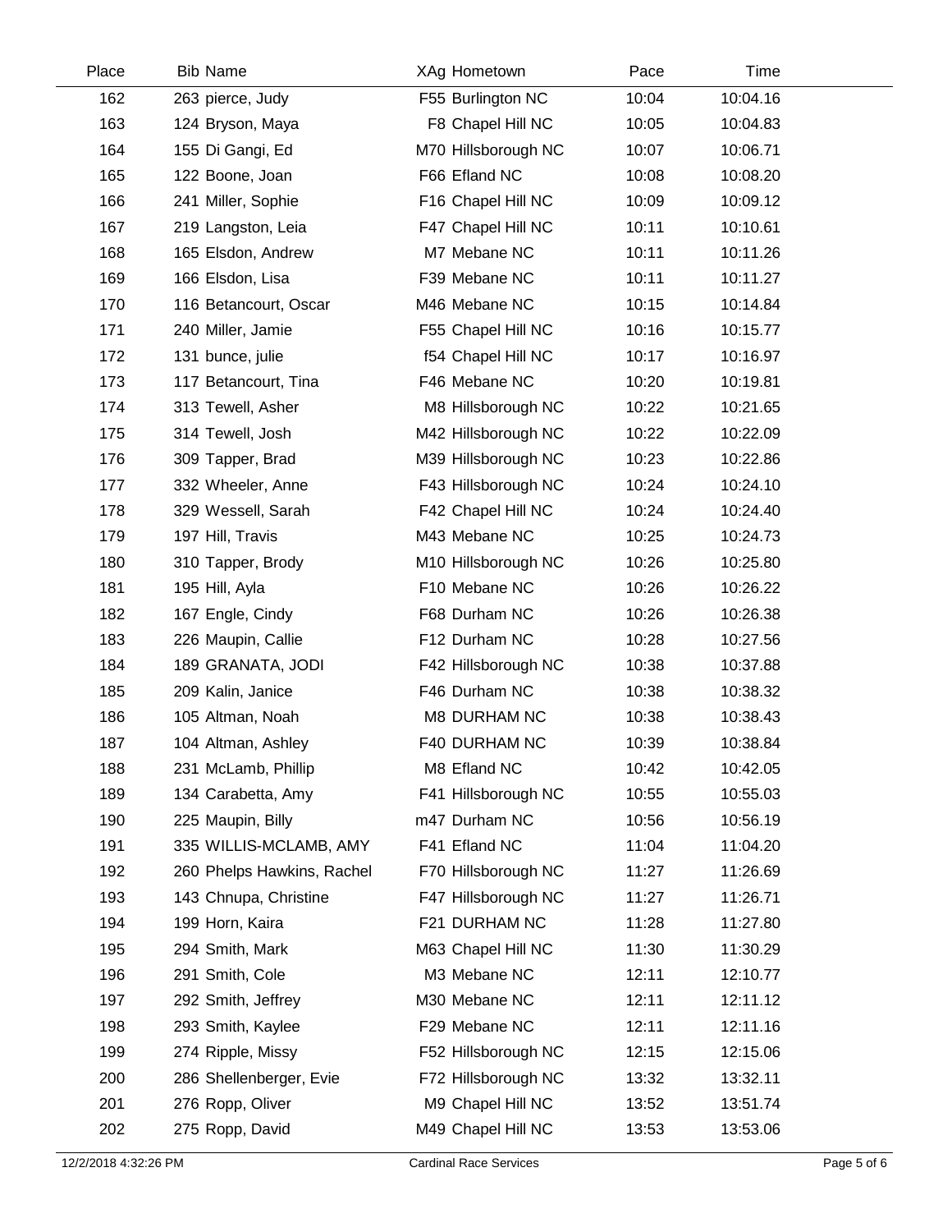| Place | Bib | Name | XAg | Hometown | Pace | Time |
|---|---|---|---|---|---|---|
| 162 | 263 | pierce, Judy | F55 | Burlington NC | 10:04 | 10:04.16 |
| 163 | 124 | Bryson, Maya | F8 | Chapel Hill NC | 10:05 | 10:04.83 |
| 164 | 155 | Di Gangi, Ed | M70 | Hillsborough NC | 10:07 | 10:06.71 |
| 165 | 122 | Boone, Joan | F66 | Efland NC | 10:08 | 10:08.20 |
| 166 | 241 | Miller, Sophie | F16 | Chapel Hill NC | 10:09 | 10:09.12 |
| 167 | 219 | Langston, Leia | F47 | Chapel Hill NC | 10:11 | 10:10.61 |
| 168 | 165 | Elsdon, Andrew | M7 | Mebane NC | 10:11 | 10:11.26 |
| 169 | 166 | Elsdon, Lisa | F39 | Mebane NC | 10:11 | 10:11.27 |
| 170 | 116 | Betancourt, Oscar | M46 | Mebane NC | 10:15 | 10:14.84 |
| 171 | 240 | Miller, Jamie | F55 | Chapel Hill NC | 10:16 | 10:15.77 |
| 172 | 131 | bunce, julie | f54 | Chapel Hill NC | 10:17 | 10:16.97 |
| 173 | 117 | Betancourt, Tina | F46 | Mebane NC | 10:20 | 10:19.81 |
| 174 | 313 | Tewell, Asher | M8 | Hillsborough NC | 10:22 | 10:21.65 |
| 175 | 314 | Tewell, Josh | M42 | Hillsborough NC | 10:22 | 10:22.09 |
| 176 | 309 | Tapper, Brad | M39 | Hillsborough NC | 10:23 | 10:22.86 |
| 177 | 332 | Wheeler, Anne | F43 | Hillsborough NC | 10:24 | 10:24.10 |
| 178 | 329 | Wessell, Sarah | F42 | Chapel Hill NC | 10:24 | 10:24.40 |
| 179 | 197 | Hill, Travis | M43 | Mebane NC | 10:25 | 10:24.73 |
| 180 | 310 | Tapper, Brody | M10 | Hillsborough NC | 10:26 | 10:25.80 |
| 181 | 195 | Hill, Ayla | F10 | Mebane NC | 10:26 | 10:26.22 |
| 182 | 167 | Engle, Cindy | F68 | Durham NC | 10:26 | 10:26.38 |
| 183 | 226 | Maupin, Callie | F12 | Durham NC | 10:28 | 10:27.56 |
| 184 | 189 | GRANATA, JODI | F42 | Hillsborough NC | 10:38 | 10:37.88 |
| 185 | 209 | Kalin, Janice | F46 | Durham NC | 10:38 | 10:38.32 |
| 186 | 105 | Altman, Noah | M8 | DURHAM NC | 10:38 | 10:38.43 |
| 187 | 104 | Altman, Ashley | F40 | DURHAM NC | 10:39 | 10:38.84 |
| 188 | 231 | McLamb, Phillip | M8 | Efland NC | 10:42 | 10:42.05 |
| 189 | 134 | Carabetta, Amy | F41 | Hillsborough NC | 10:55 | 10:55.03 |
| 190 | 225 | Maupin, Billy | m47 | Durham NC | 10:56 | 10:56.19 |
| 191 | 335 | WILLIS-MCLAMB, AMY | F41 | Efland NC | 11:04 | 11:04.20 |
| 192 | 260 | Phelps Hawkins, Rachel | F70 | Hillsborough NC | 11:27 | 11:26.69 |
| 193 | 143 | Chnupa, Christine | F47 | Hillsborough NC | 11:27 | 11:26.71 |
| 194 | 199 | Horn, Kaira | F21 | DURHAM NC | 11:28 | 11:27.80 |
| 195 | 294 | Smith, Mark | M63 | Chapel Hill NC | 11:30 | 11:30.29 |
| 196 | 291 | Smith, Cole | M3 | Mebane NC | 12:11 | 12:10.77 |
| 197 | 292 | Smith, Jeffrey | M30 | Mebane NC | 12:11 | 12:11.12 |
| 198 | 293 | Smith, Kaylee | F29 | Mebane NC | 12:11 | 12:11.16 |
| 199 | 274 | Ripple, Missy | F52 | Hillsborough NC | 12:15 | 12:15.06 |
| 200 | 286 | Shellenberger, Evie | F72 | Hillsborough NC | 13:32 | 13:32.11 |
| 201 | 276 | Ropp, Oliver | M9 | Chapel Hill NC | 13:52 | 13:51.74 |
| 202 | 275 | Ropp, David | M49 | Chapel Hill NC | 13:53 | 13:53.06 |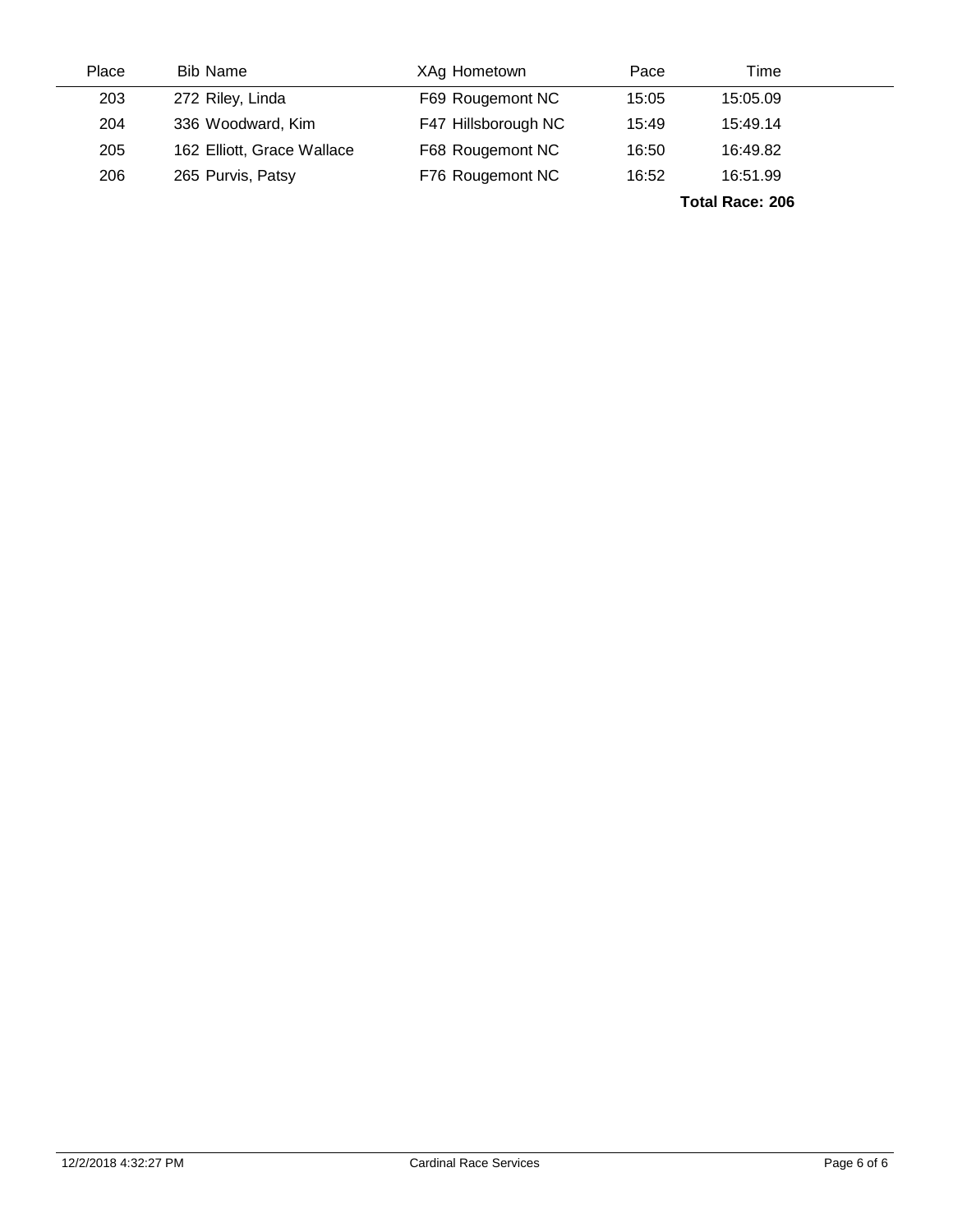| Place | Bib | Name | XAg | Hometown | Pace | Time |
|---|---|---|---|---|---|---|
| 203 | 272 | Riley, Linda | F69 | Rougemont NC | 15:05 | 15:05.09 |
| 204 | 336 | Woodward, Kim | F47 | Hillsborough NC | 15:49 | 15:49.14 |
| 205 | 162 | Elliott, Grace Wallace | F68 | Rougemont NC | 16:50 | 16:49.82 |
| 206 | 265 | Purvis, Patsy | F76 | Rougemont NC | 16:52 | 16:51.99 |

**Total Race: 206**